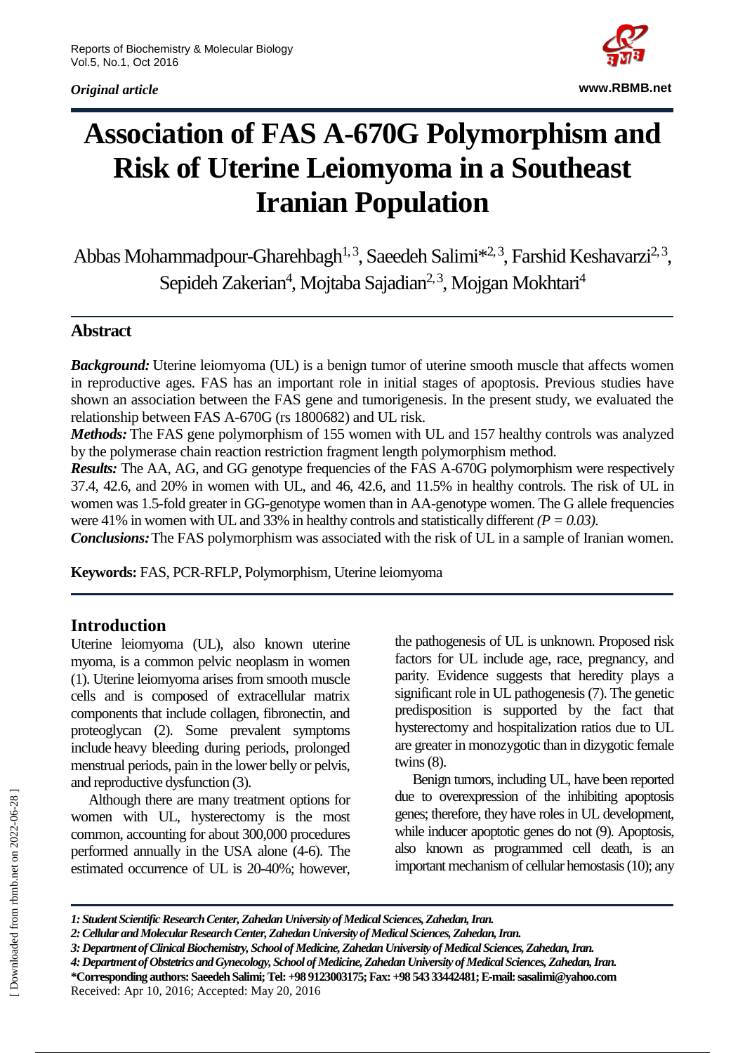*Original article*

# Association of FAS A-670G Polymorphism and Risk of Uterine Leiomyoma in a Southeast Iranian Population

Abbas Mohammadpour-Gharehbagh[1,3], Saeedeh Salimi*[2,3], Farshid Keshavarzi[2,3], Sepideh Zakerian[4], Mojtaba Sajadian[2,3], Mojgan Mokhtari[4]

## Abstract

***Background:*** Uterine leiomyoma (UL) is a benign tumor of uterine smooth muscle that affects women in reproductive ages. FAS has an important role in initial stages of apoptosis. Previous studies have shown an association between the FAS gene and tumorigenesis. In the present study, we evaluated the relationship between FAS A-670G (rs 1800682) and UL risk.

***Methods:*** The FAS gene polymorphism of 155 women with UL and 157 healthy controls was analyzed by the polymerase chain reaction restriction fragment length polymorphism method.

***Results:*** The AA, AG, and GG genotype frequencies of the FAS A-670G polymorphism were respectively 37.4, 42.6, and 20% in women with UL, and 46, 42.6, and 11.5% in healthy controls. The risk of UL in women was 1.5-fold greater in GG-genotype women than in AA-genotype women. The G allele frequencies were 41% in women with UL and 33% in healthy controls and statistically different *(P = 0.03)*.

***Conclusions:*** The FAS polymorphism was associated with the risk of UL in a sample of Iranian women.

**Keywords:** FAS, PCR-RFLP, Polymorphism, Uterine leiomyoma

## Introduction

Uterine leiomyoma (UL), also known uterine myoma, is a common pelvic neoplasm in women (1). Uterine leiomyoma arises from smooth muscle cells and is composed of extracellular matrix components that include collagen, fibronectin, and proteoglycan (2). Some prevalent symptoms include heavy bleeding during periods, prolonged menstrual periods, pain in the lower belly or pelvis, and reproductive dysfunction (3).

Although there are many treatment options for women with UL, hysterectomy is the most common, accounting for about 300,000 procedures performed annually in the USA alone (4-6). The estimated occurrence of UL is 20-40%; however, the pathogenesis of UL is unknown. Proposed risk factors for UL include age, race, pregnancy, and parity. Evidence suggests that heredity plays a significant role in UL pathogenesis (7). The genetic predisposition is supported by the fact that hysterectomy and hospitalization ratios due to UL are greater in monozygotic than in dizygotic female twins (8).

Benign tumors, including UL, have been reported due to overexpression of the inhibiting apoptosis genes; therefore, they have roles in UL development, while inducer apoptotic genes do not (9). Apoptosis, also known as programmed cell death, is an important mechanism of cellular hemostasis (10); any

*1: Student Scientific Research Center, Zahedan University of Medical Sciences, Zahedan, Iran.*
*2: Cellular and Molecular Research Center, Zahedan University of Medical Sciences, Zahedan, Iran.*
*3: Department of Clinical Biochemistry, School of Medicine, Zahedan University of Medical Sciences, Zahedan, Iran.*
*4: Department of Obstetrics and Gynecology, School of Medicine, Zahedan University of Medical Sciences, Zahedan, Iran.*
**\*Corresponding authors: Saeedeh Salimi; Tel: +98 9123003175; Fax: +98 543 33442481; E-mail: sasalimi@yahoo.com**
Received: Apr 10, 2016; Accepted: May 20, 2016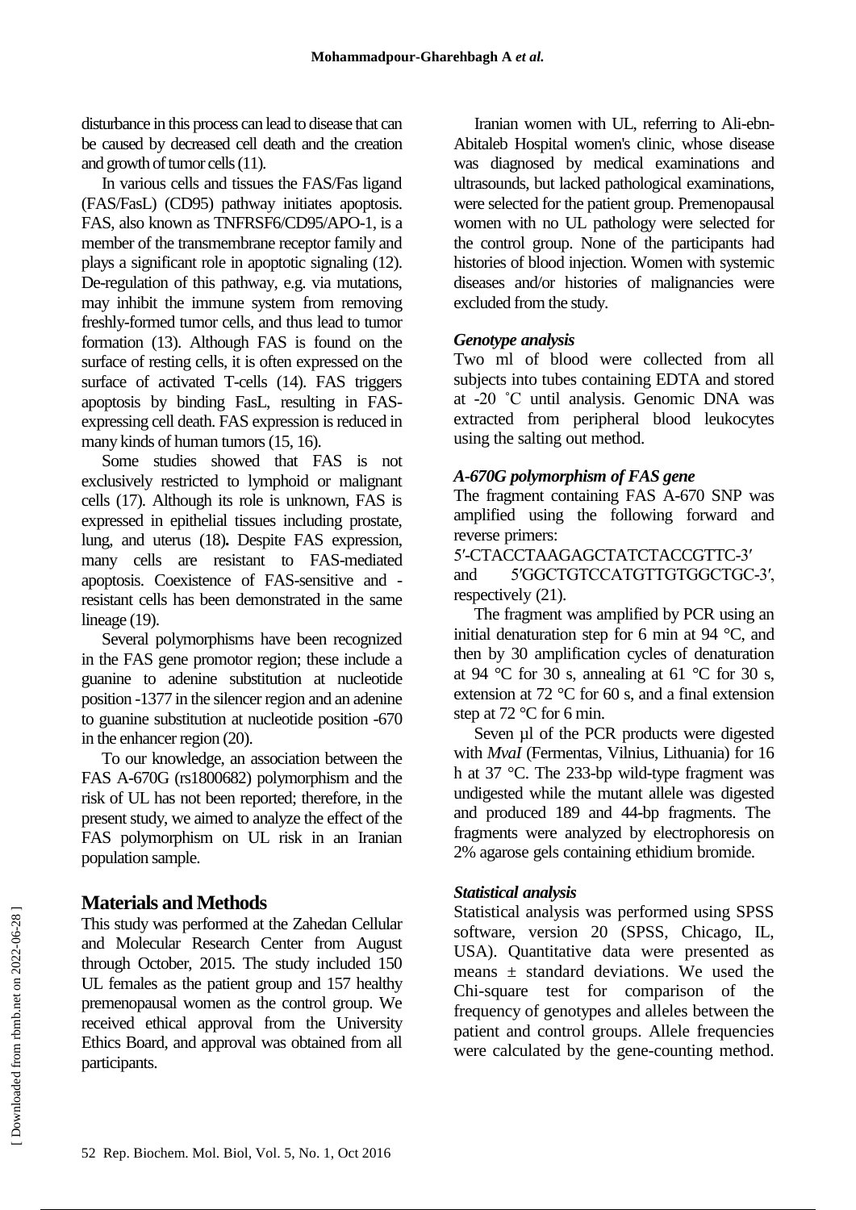disturbance in this process can lead to disease that can be caused by decreased cell death and the creation and growth of tumor cells (11).

In various cells and tissues the FAS/Fas ligand (FAS/FasL) (CD95) pathway initiates apoptosis. FAS, also known as TNFRSF6/CD95/APO-1, is a member of the transmembrane receptor family and plays a significant role in apoptotic signaling (12). De-regulation of this pathway, e.g. via mutations, may inhibit the immune system from removing freshly-formed tumor cells, and thus lead to tumor formation (13). Although FAS is found on the surface of resting cells, it is often expressed on the surface of activated T-cells (14). FAS triggers apoptosis by binding FasL, resulting in FAS-expressing cell death. FAS expression is reduced in many kinds of human tumors (15, 16).

Some studies showed that FAS is not exclusively restricted to lymphoid or malignant cells (17). Although its role is unknown, FAS is expressed in epithelial tissues including prostate, lung, and uterus (18). Despite FAS expression, many cells are resistant to FAS-mediated apoptosis. Coexistence of FAS-sensitive and -resistant cells has been demonstrated in the same lineage (19).

Several polymorphisms have been recognized in the FAS gene promotor region; these include a guanine to adenine substitution at nucleotide position -1377 in the silencer region and an adenine to guanine substitution at nucleotide position -670 in the enhancer region (20).

To our knowledge, an association between the FAS A-670G (rs1800682) polymorphism and the risk of UL has not been reported; therefore, in the present study, we aimed to analyze the effect of the FAS polymorphism on UL risk in an Iranian population sample.

## Materials and Methods

This study was performed at the Zahedan Cellular and Molecular Research Center from August through October, 2015. The study included 150 UL females as the patient group and 157 healthy premenopausal women as the control group. We received ethical approval from the University Ethics Board, and approval was obtained from all participants.

Iranian women with UL, referring to Ali-ebn-Abitaleb Hospital women's clinic, whose disease was diagnosed by medical examinations and ultrasounds, but lacked pathological examinations, were selected for the patient group. Premenopausal women with no UL pathology were selected for the control group. None of the participants had histories of blood injection. Women with systemic diseases and/or histories of malignancies were excluded from the study.

### *Genotype analysis*

Two ml of blood were collected from all subjects into tubes containing EDTA and stored at -20 °C until analysis. Genomic DNA was extracted from peripheral blood leukocytes using the salting out method.

### *A-670G polymorphism of FAS gene*

The fragment containing FAS A-670 SNP was amplified using the following forward and reverse primers:

5′-CTACCTAAGAGCTATCTACCGTTC-3′ and 5′GGCTGTCCATGTTGTGGCTGC-3′, respectively (21).

The fragment was amplified by PCR using an initial denaturation step for 6 min at 94 °C, and then by 30 amplification cycles of denaturation at 94 °C for 30 s, annealing at 61 °C for 30 s, extension at 72 °C for 60 s, and a final extension step at 72 °C for 6 min.

Seven µl of the PCR products were digested with *MvaI* (Fermentas, Vilnius, Lithuania) for 16 h at 37 °C. The 233-bp wild-type fragment was undigested while the mutant allele was digested and produced 189 and 44-bp fragments. The fragments were analyzed by electrophoresis on 2% agarose gels containing ethidium bromide.

### *Statistical analysis*

Statistical analysis was performed using SPSS software, version 20 (SPSS, Chicago, IL, USA). Quantitative data were presented as means ± standard deviations. We used the Chi-square test for comparison of the frequency of genotypes and alleles between the patient and control groups. Allele frequencies were calculated by the gene-counting method.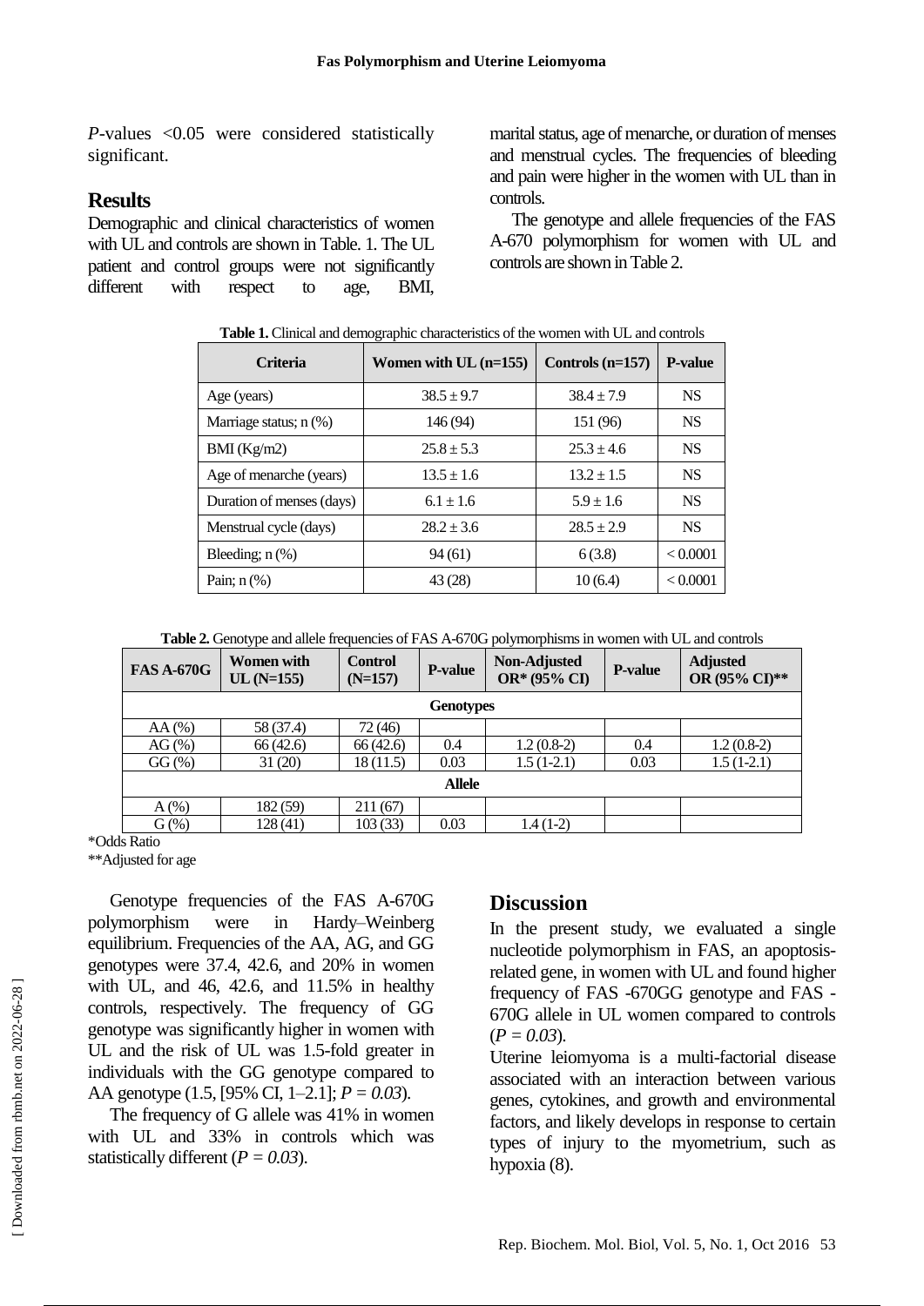*P*-values <0.05 were considered statistically significant.

## Results

Demographic and clinical characteristics of women with UL and controls are shown in Table. 1. The UL patient and control groups were not significantly different with respect to age, BMI, marital status, age of menarche, or duration of menses and menstrual cycles. The frequencies of bleeding and pain were higher in the women with UL than in controls.

The genotype and allele frequencies of the FAS A-670 polymorphism for women with UL and controls are shown in Table 2.

**Table 1.** Clinical and demographic characteristics of the women with UL and controls

| Criteria | Women with UL (n=155) | Controls (n=157) | P-value |
|---|---|---|---|
| Age (years) | 38.5 ± 9.7 | 38.4 ± 7.9 | NS |
| Marriage status; n (%) | 146 (94) | 151 (96) | NS |
| BMI (Kg/m2) | 25.8 ± 5.3 | 25.3 ± 4.6 | NS |
| Age of menarche (years) | 13.5 ± 1.6 | 13.2 ± 1.5 | NS |
| Duration of menses (days) | 6.1 ± 1.6 | 5.9 ± 1.6 | NS |
| Menstrual cycle (days) | 28.2 ± 3.6 | 28.5 ± 2.9 | NS |
| Bleeding; n (%) | 94 (61) | 6 (3.8) | < 0.0001 |
| Pain; n (%) | 43 (28) | 10 (6.4) | < 0.0001 |

**Table 2.** Genotype and allele frequencies of FAS A-670G polymorphisms in women with UL and controls

| FAS A-670G | Women with UL (N=155) | Control (N=157) | P-value | Non-Adjusted OR* (95% CI) | P-value | Adjusted OR (95% CI)** |
|---|---|---|---|---|---|---|
| **Genotypes** | | | | | | |
| AA (%) | 58 (37.4) | 72 (46) | | | | |
| AG (%) | 66 (42.6) | 66 (42.6) | 0.4 | 1.2 (0.8-2) | 0.4 | 1.2 (0.8-2) |
| GG (%) | 31 (20) | 18 (11.5) | 0.03 | 1.5 (1-2.1) | 0.03 | 1.5 (1-2.1) |
| **Allele** | | | | | | |
| A (%) | 182 (59) | 211 (67) | | | | |
| G (%) | 128 (41) | 103 (33) | 0.03 | 1.4 (1-2) | | |

*Odds Ratio

**Adjusted for age

Genotype frequencies of the FAS A-670G polymorphism were in Hardy–Weinberg equilibrium. Frequencies of the AA, AG, and GG genotypes were 37.4, 42.6, and 20% in women with UL, and 46, 42.6, and 11.5% in healthy controls, respectively. The frequency of GG genotype was significantly higher in women with UL and the risk of UL was 1.5-fold greater in individuals with the GG genotype compared to AA genotype (1.5, [95% CI, 1–2.1]; *P = 0.03*).

The frequency of G allele was 41% in women with UL and 33% in controls which was statistically different (*P = 0.03*).

## Discussion

In the present study, we evaluated a single nucleotide polymorphism in FAS, an apoptosis-related gene, in women with UL and found higher frequency of FAS -670GG genotype and FAS -670G allele in UL women compared to controls (*P = 0.03*).

Uterine leiomyoma is a multi-factorial disease associated with an interaction between various genes, cytokines, and growth and environmental factors, and likely develops in response to certain types of injury to the myometrium, such as hypoxia (8).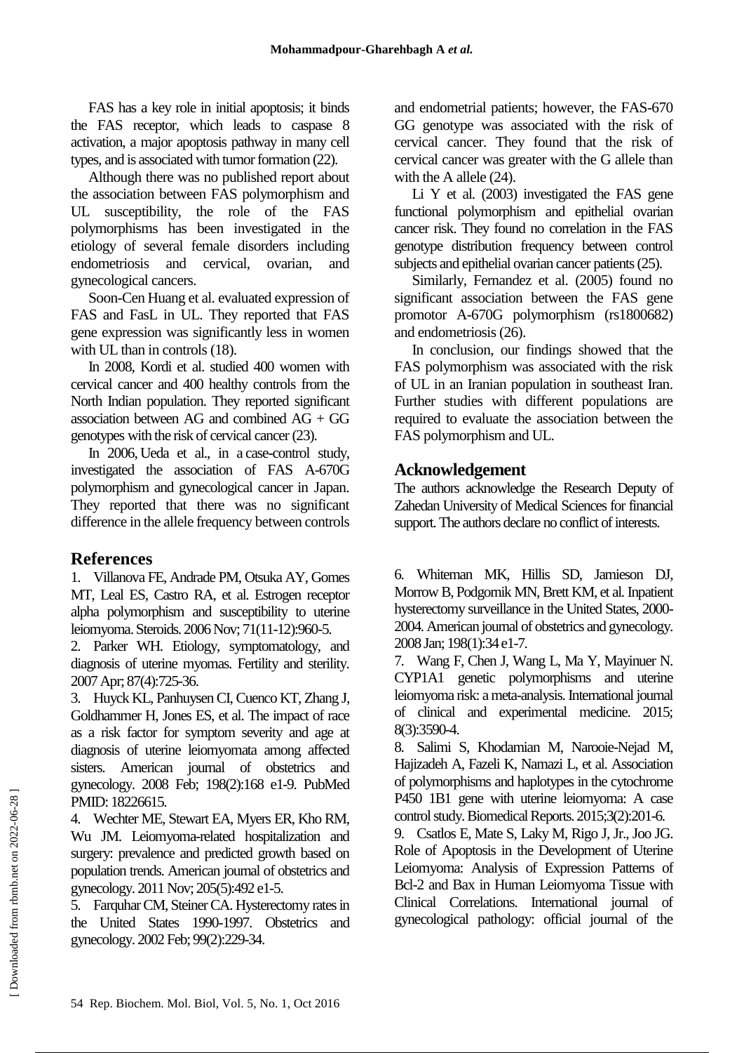FAS has a key role in initial apoptosis; it binds the FAS receptor, which leads to caspase 8 activation, a major apoptosis pathway in many cell types, and is associated with tumor formation (22).

Although there was no published report about the association between FAS polymorphism and UL susceptibility, the role of the FAS polymorphisms has been investigated in the etiology of several female disorders including endometriosis and cervical, ovarian, and gynecological cancers.

Soon-Cen Huang et al. evaluated expression of FAS and FasL in UL. They reported that FAS gene expression was significantly less in women with UL than in controls (18).

In 2008, Kordi et al. studied 400 women with cervical cancer and 400 healthy controls from the North Indian population. They reported significant association between AG and combined AG + GG genotypes with the risk of cervical cancer (23).

In 2006, Ueda et al., in a case-control study, investigated the association of FAS A-670G polymorphism and gynecological cancer in Japan. They reported that there was no significant difference in the allele frequency between controls and endometrial patients; however, the FAS-670 GG genotype was associated with the risk of cervical cancer. They found that the risk of cervical cancer was greater with the G allele than with the A allele (24).

Li Y et al. (2003) investigated the FAS gene functional polymorphism and epithelial ovarian cancer risk. They found no correlation in the FAS genotype distribution frequency between control subjects and epithelial ovarian cancer patients (25).

Similarly, Fernandez et al. (2005) found no significant association between the FAS gene promotor A-670G polymorphism (rs1800682) and endometriosis (26).

In conclusion, our findings showed that the FAS polymorphism was associated with the risk of UL in an Iranian population in southeast Iran. Further studies with different populations are required to evaluate the association between the FAS polymorphism and UL.

## Acknowledgement

The authors acknowledge the Research Deputy of Zahedan University of Medical Sciences for financial support. The authors declare no conflict of interests.

## References

1. Villanova FE, Andrade PM, Otsuka AY, Gomes MT, Leal ES, Castro RA, et al. Estrogen receptor alpha polymorphism and susceptibility to uterine leiomyoma. Steroids. 2006 Nov; 71(11-12):960-5.
2. Parker WH. Etiology, symptomatology, and diagnosis of uterine myomas. Fertility and sterility. 2007 Apr; 87(4):725-36.
3. Huyck KL, Panhuysen CI, Cuenco KT, Zhang J, Goldhammer H, Jones ES, et al. The impact of race as a risk factor for symptom severity and age at diagnosis of uterine leiomyomata among affected sisters. American journal of obstetrics and gynecology. 2008 Feb; 198(2):168 e1-9. PubMed PMID: 18226615.
4. Wechter ME, Stewart EA, Myers ER, Kho RM, Wu JM. Leiomyoma-related hospitalization and surgery: prevalence and predicted growth based on population trends. American journal of obstetrics and gynecology. 2011 Nov; 205(5):492 e1-5.
5. Farquhar CM, Steiner CA. Hysterectomy rates in the United States 1990-1997. Obstetrics and gynecology. 2002 Feb; 99(2):229-34.
6. Whiteman MK, Hillis SD, Jamieson DJ, Morrow B, Podgornik MN, Brett KM, et al. Inpatient hysterectomy surveillance in the United States, 2000-2004. American journal of obstetrics and gynecology. 2008 Jan; 198(1):34 e1-7.
7. Wang F, Chen J, Wang L, Ma Y, Mayinuer N. CYP1A1 genetic polymorphisms and uterine leiomyoma risk: a meta-analysis. International journal of clinical and experimental medicine. 2015; 8(3):3590-4.
8. Salimi S, Khodamian M, Narooie-Nejad M, Hajizadeh A, Fazeli K, Namazi L, et al. Association of polymorphisms and haplotypes in the cytochrome P450 1B1 gene with uterine leiomyoma: A case control study. Biomedical Reports. 2015;3(2):201-6.
9. Csatlos E, Mate S, Laky M, Rigo J, Jr., Joo JG. Role of Apoptosis in the Development of Uterine Leiomyoma: Analysis of Expression Patterns of Bcl-2 and Bax in Human Leiomyoma Tissue with Clinical Correlations. International journal of gynecological pathology: official journal of the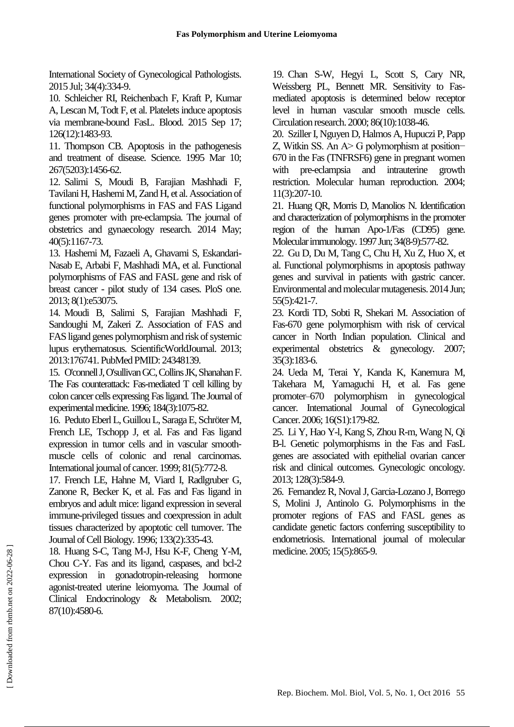International Society of Gynecological Pathologists. 2015 Jul; 34(4):334-9.

10. Schleicher RI, Reichenbach F, Kraft P, Kumar A, Lescan M, Todt F, et al. Platelets induce apoptosis via membrane-bound FasL. Blood. 2015 Sep 17; 126(12):1483-93.

11. Thompson CB. Apoptosis in the pathogenesis and treatment of disease. Science. 1995 Mar 10; 267(5203):1456-62.

12. Salimi S, Moudi B, Farajian Mashhadi F, Tavilani H, Hashemi M, Zand H, et al. Association of functional polymorphisms in FAS and FAS Ligand genes promoter with pre-eclampsia. The journal of obstetrics and gynaecology research. 2014 May; 40(5):1167-73.

13. Hashemi M, Fazaeli A, Ghavami S, Eskandari-Nasab E, Arbabi F, Mashhadi MA, et al. Functional polymorphisms of FAS and FASL gene and risk of breast cancer - pilot study of 134 cases. PloS one. 2013; 8(1):e53075.

14. Moudi B, Salimi S, Farajian Mashhadi F, Sandoughi M, Zakeri Z. Association of FAS and FAS ligand genes polymorphism and risk of systemic lupus erythematosus. ScientificWorldJournal. 2013; 2013:176741. PubMed PMID: 24348139.

15. O'connell J, O'sullivan GC, Collins JK, Shanahan F. The Fas counterattack: Fas-mediated T cell killing by colon cancer cells expressing Fas ligand. The Journal of experimental medicine. 1996; 184(3):1075-82.

16. Peduto Eberl L, Guillou L, Saraga E, Schröter M, French LE, Tschopp J, et al. Fas and Fas ligand expression in tumor cells and in vascular smooth-muscle cells of colonic and renal carcinomas. International journal of cancer. 1999; 81(5):772-8.

17. French LE, Hahne M, Viard I, Radlgruber G, Zanone R, Becker K, et al. Fas and Fas ligand in embryos and adult mice: ligand expression in several immune-privileged tissues and coexpression in adult tissues characterized by apoptotic cell turnover. The Journal of Cell Biology. 1996; 133(2):335-43.

18. Huang S-C, Tang M-J, Hsu K-F, Cheng Y-M, Chou C-Y. Fas and its ligand, caspases, and bcl-2 expression in gonadotropin-releasing hormone agonist-treated uterine leiomyoma. The Journal of Clinical Endocrinology & Metabolism. 2002; 87(10):4580-6.

19. Chan S-W, Hegyi L, Scott S, Cary NR, Weissberg PL, Bennett MR. Sensitivity to Fas-mediated apoptosis is determined below receptor level in human vascular smooth muscle cells. Circulation research. 2000; 86(10):1038-46.

20. Sziller I, Nguyen D, Halmos A, Hupuczi P, Papp Z, Witkin SS. An A> G polymorphism at position− 670 in the Fas (TNFRSF6) gene in pregnant women with pre-eclampsia and intrauterine growth restriction. Molecular human reproduction. 2004; 11(3):207-10.

21. Huang QR, Morris D, Manolios N. Identification and characterization of polymorphisms in the promoter region of the human Apo-1/Fas (CD95) gene. Molecular immunology. 1997 Jun; 34(8-9):577-82.

22. Gu D, Du M, Tang C, Chu H, Xu Z, Huo X, et al. Functional polymorphisms in apoptosis pathway genes and survival in patients with gastric cancer. Environmental and molecular mutagenesis. 2014 Jun; 55(5):421-7.

23. Kordi TD, Sobti R, Shekari M. Association of Fas-670 gene polymorphism with risk of cervical cancer in North Indian population. Clinical and experimental obstetrics & gynecology. 2007; 35(3):183-6.

24. Ueda M, Terai Y, Kanda K, Kanemura M, Takehara M, Yamaguchi H, et al. Fas gene promoter–670 polymorphism in gynecological cancer. International Journal of Gynecological Cancer. 2006; 16(S1):179-82.

25. Li Y, Hao Y-l, Kang S, Zhou R-m, Wang N, Qi B-l. Genetic polymorphisms in the Fas and FasL genes are associated with epithelial ovarian cancer risk and clinical outcomes. Gynecologic oncology. 2013; 128(3):584-9.

26. Fernandez R, Noval J, Garcia-Lozano J, Borrego S, Molini J, Antinolo G. Polymorphisms in the promoter regions of FAS and FASL genes as candidate genetic factors conferring susceptibility to endometriosis. International journal of molecular medicine. 2005; 15(5):865-9.